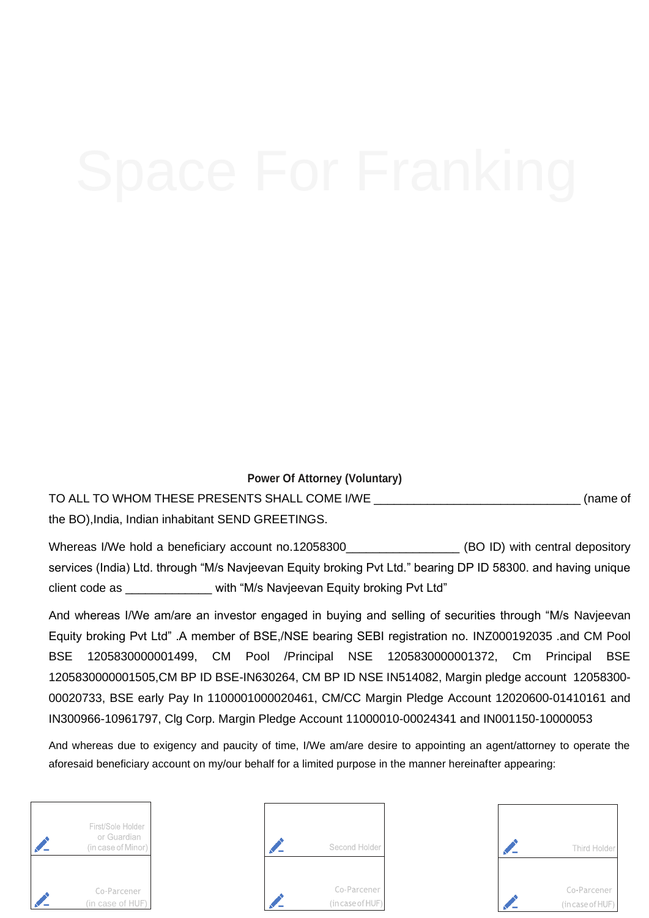Space For Franking

**Power Of Attorney (Voluntary)**

TO ALL TO WHOM THESE PRESENTS SHALL COME I/WE _______________________________ (name of the BO),India, Indian inhabitant SEND GREETINGS.

Whereas I/We hold a beneficiary account no.12058300_________________ (BO ID) with central depository services (India) Ltd. through "M/s Navjeevan Equity broking Pvt Ltd." bearing DP ID 58300. and having unique client code as _____________ with "M/s Navjeevan Equity broking Pvt Ltd"

And whereas I/We am/are an investor engaged in buying and selling of securities through "M/s Navjeevan Equity broking Pvt Ltd" .A member of BSE,/NSE bearing SEBI registration no. INZ000192035 .and CM Pool BSE 1205830000001499, CM Pool /Principal NSE 1205830000001372, Cm Principal BSE 1205830000001505,CM BP ID BSE-IN630264, CM BP ID NSE IN514082, Margin pledge account 12058300-00020733, BSE early Pay In 1100001000020461, CM/CC Margin Pledge Account 12020600-01410161 and IN300966-10961797, Clg Corp. Margin Pledge Account 11000010-00024341 and IN001150-10000053

And whereas due to exigency and paucity of time, I/We am/are desire to appointing an agent/attorney to operate the aforesaid beneficiary account on my/our behalf for a limited purpose in the manner hereinafter appearing:

| First/Sole Holder or Guardian (in case of Minor) | Second Holder | Third Holder |
| --- | --- | --- |
| Co-Parcener (in case of HUF) | Co-Parcener (in case of HUF) | Co-Parcener (in case of HUF) |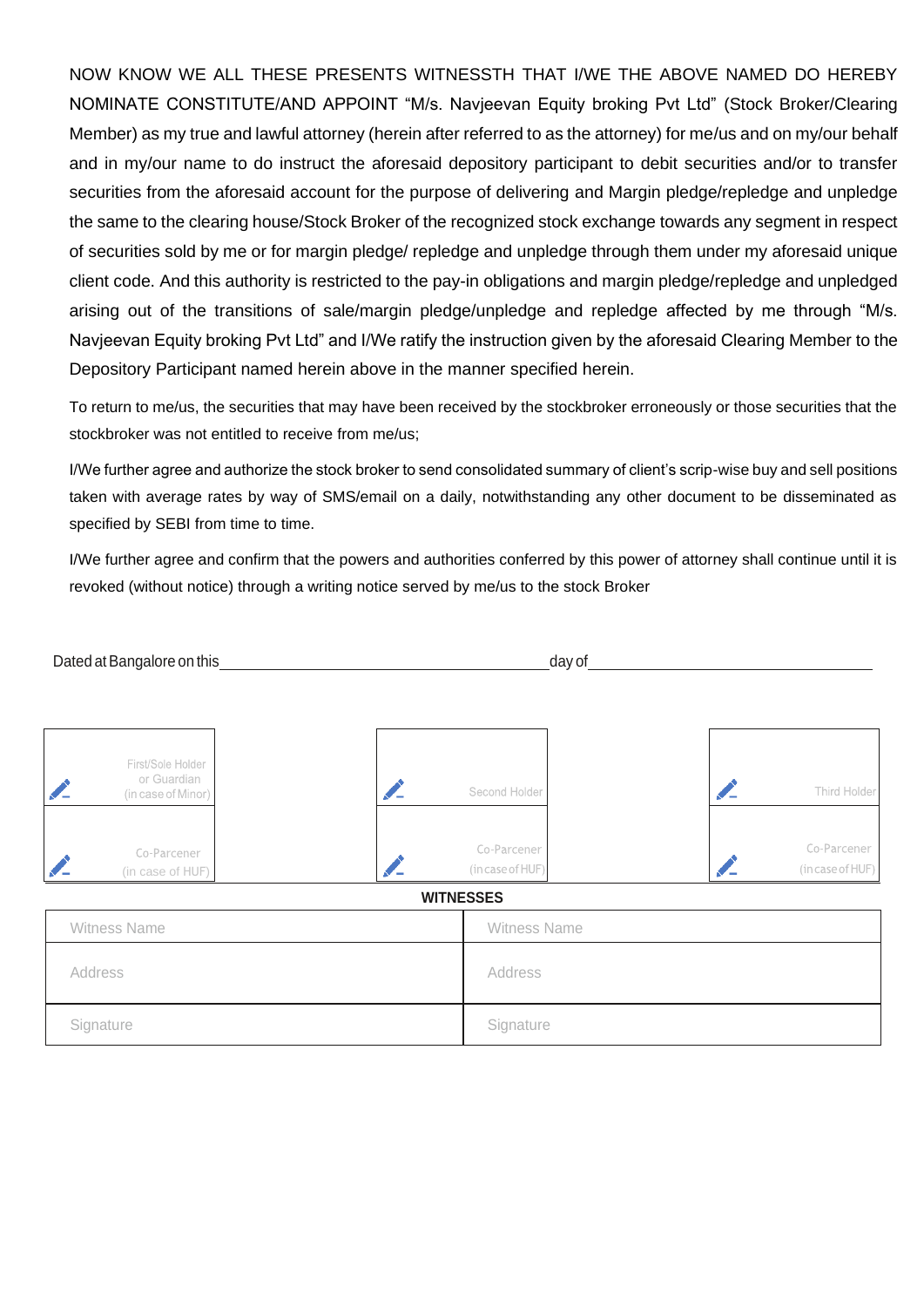NOW KNOW WE ALL THESE PRESENTS WITNESSTH THAT I/WE THE ABOVE NAMED DO HEREBY NOMINATE CONSTITUTE/AND APPOINT “M/s. Navjeevan Equity broking Pvt Ltd” (Stock Broker/Clearing Member) as my true and lawful attorney (herein after referred to as the attorney) for me/us and on my/our behalf and in my/our name to do instruct the aforesaid depository participant to debit securities and/or to transfer securities from the aforesaid account for the purpose of delivering and Margin pledge/repledge and unpledge the same to the clearing house/Stock Broker of the recognized stock exchange towards any segment in respect of securities sold by me or for margin pledge/ repledge and unpledge through them under my aforesaid unique client code. And this authority is restricted to the pay-in obligations and margin pledge/repledge and unpledged arising out of the transitions of sale/margin pledge/unpledge and repledge affected by me through “M/s. Navjeevan Equity broking Pvt Ltd” and I/We ratify the instruction given by the aforesaid Clearing Member to the Depository Participant named herein above in the manner specified herein.

To return to me/us, the securities that may have been received by the stockbroker erroneously or those securities that the stockbroker was not entitled to receive from me/us;

I/We further agree and authorize the stock broker to send consolidated summary of client’s scrip-wise buy and sell positions taken with average rates by way of SMS/email on a daily, notwithstanding any other document to be disseminated as specified by SEBI from time to time.

I/We further agree and confirm that the powers and authorities conferred by this power of attorney shall continue until it is revoked (without notice) through a writing notice served by me/us to the stock Broker

Dated at Bangalore on this \_\_\_\_\_\_\_\_\_\_\_\_\_\_\_\_\_\_\_\_ day of \_\_\_\_\_\_\_\_\_\_\_\_\_\_\_\_\_\_\_\_

| | | |
|---|---|---|
| First/Sole Holder or Guardian (in case of Minor) | Second Holder | Third Holder |
| Co-Parcener (in case of HUF) | Co-Parcener (in case of HUF) | Co-Parcener (in case of HUF) |

**WITNESSES**

| | |
|---|---|
| Witness Name | Witness Name |
| Address | Address |
| Signature | Signature |